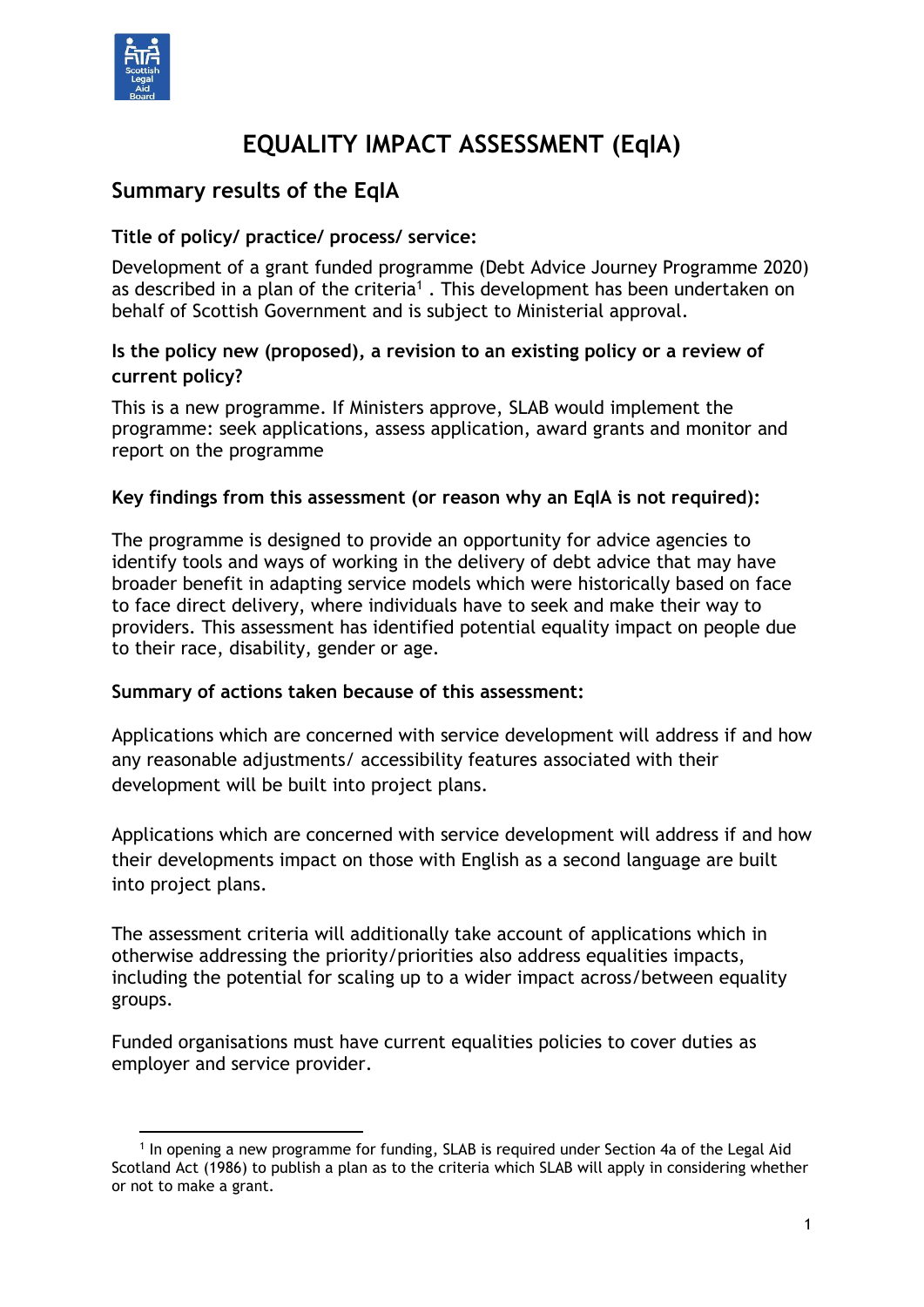# EQUALITY IMPACT ASSESSMENT (EqIA)

## Summary results of the EqIA

### Title of policy/ practice/ process/ service:

Development of a grant funded programme (Debt Advice Journey Programme 2020) as described in a plan of the criteria[1] . This development has been undertaken on behalf of Scottish Government and is subject to Ministerial approval.

### Is the policy new (proposed), a revision to an existing policy or a review of current policy?

This is a new programme. If Ministers approve, SLAB would implement the programme: seek applications, assess application, award grants and monitor and report on the programme

### Key findings from this assessment (or reason why an EqIA is not required):

The programme is designed to provide an opportunity for advice agencies to identify tools and ways of working in the delivery of debt advice that may have broader benefit in adapting service models which were historically based on face to face direct delivery, where individuals have to seek and make their way to providers. This assessment has identified potential equality impact on people due to their race, disability, gender or age.

### Summary of actions taken because of this assessment:

Applications which are concerned with service development will address if and how any reasonable adjustments/ accessibility features associated with their development will be built into project plans.

Applications which are concerned with service development will address if and how their developments impact on those with English as a second language are built into project plans.

The assessment criteria will additionally take account of applications which in otherwise addressing the priority/priorities also address equalities impacts, including the potential for scaling up to a wider impact across/between equality groups.

Funded organisations must have current equalities policies to cover duties as employer and service provider.

---

[1] In opening a new programme for funding, SLAB is required under Section 4a of the Legal Aid Scotland Act (1986) to publish a plan as to the criteria which SLAB will apply in considering whether or not to make a grant.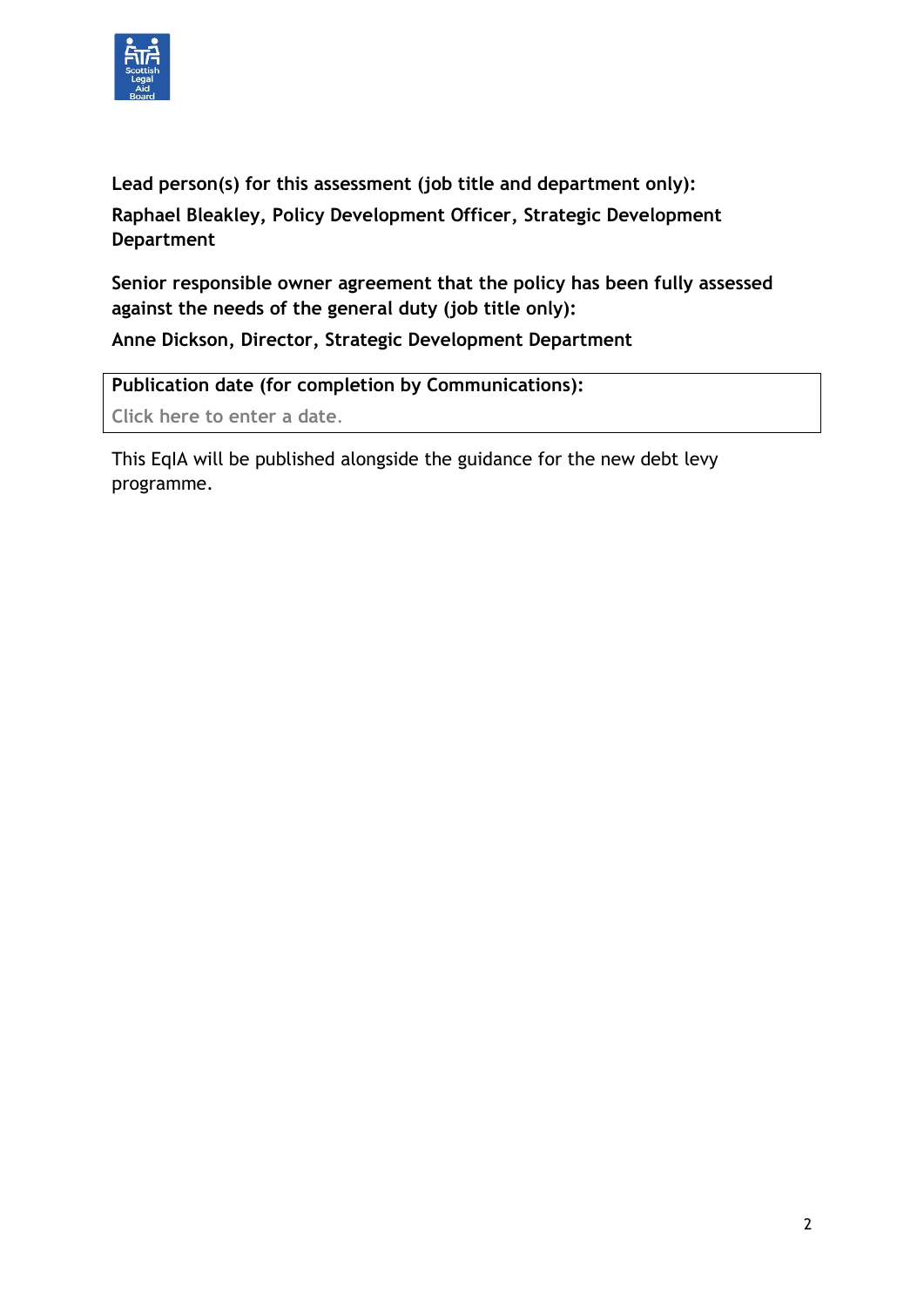**Lead person(s) for this assessment (job title and department only):**

**Raphael Bleakley, Policy Development Officer, Strategic Development Department**

**Senior responsible owner agreement that the policy has been fully assessed against the needs of the general duty (job title only):**

**Anne Dickson, Director, Strategic Development Department**

| **Publication date (for completion by Communications):** |
| --- |
| Click here to enter a date. |

This EqIA will be published alongside the guidance for the new debt levy programme.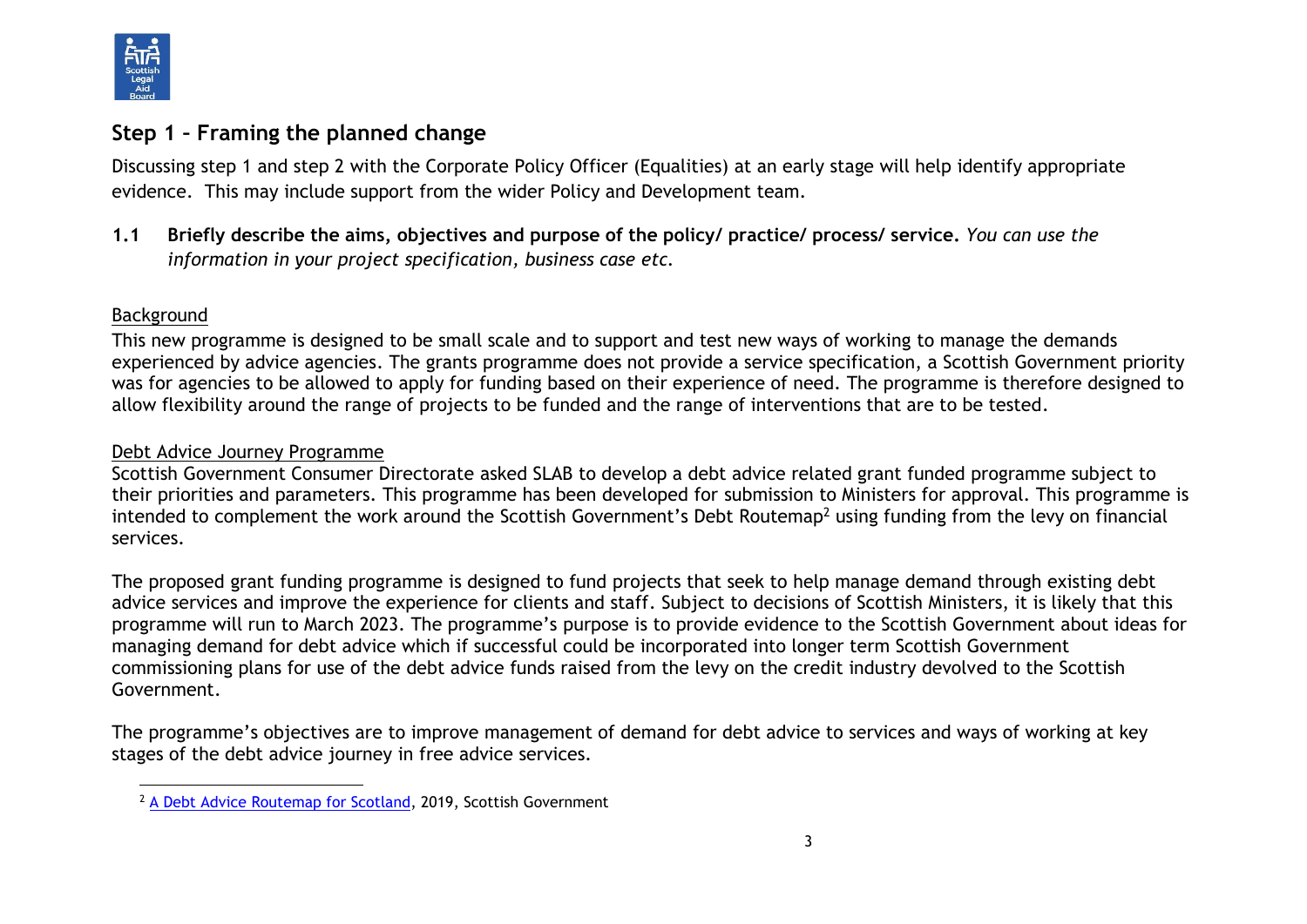## Step 1 – Framing the planned change

Discussing step 1 and step 2 with the Corporate Policy Officer (Equalities) at an early stage will help identify appropriate evidence. This may include support from the wider Policy and Development team.

**1.1 Briefly describe the aims, objectives and purpose of the policy/ practice/ process/ service.** *You can use the information in your project specification, business case etc.*

Background

This new programme is designed to be small scale and to support and test new ways of working to manage the demands experienced by advice agencies. The grants programme does not provide a service specification, a Scottish Government priority was for agencies to be allowed to apply for funding based on their experience of need. The programme is therefore designed to allow flexibility around the range of projects to be funded and the range of interventions that are to be tested.

Debt Advice Journey Programme

Scottish Government Consumer Directorate asked SLAB to develop a debt advice related grant funded programme subject to their priorities and parameters. This programme has been developed for submission to Ministers for approval. This programme is intended to complement the work around the Scottish Government's Debt Routemap[2] using funding from the levy on financial services.

The proposed grant funding programme is designed to fund projects that seek to help manage demand through existing debt advice services and improve the experience for clients and staff. Subject to decisions of Scottish Ministers, it is likely that this programme will run to March 2023. The programme's purpose is to provide evidence to the Scottish Government about ideas for managing demand for debt advice which if successful could be incorporated into longer term Scottish Government commissioning plans for use of the debt advice funds raised from the levy on the credit industry devolved to the Scottish Government.

The programme's objectives are to improve management of demand for debt advice to services and ways of working at key stages of the debt advice journey in free advice services.

[2] A Debt Advice Routemap for Scotland, 2019, Scottish Government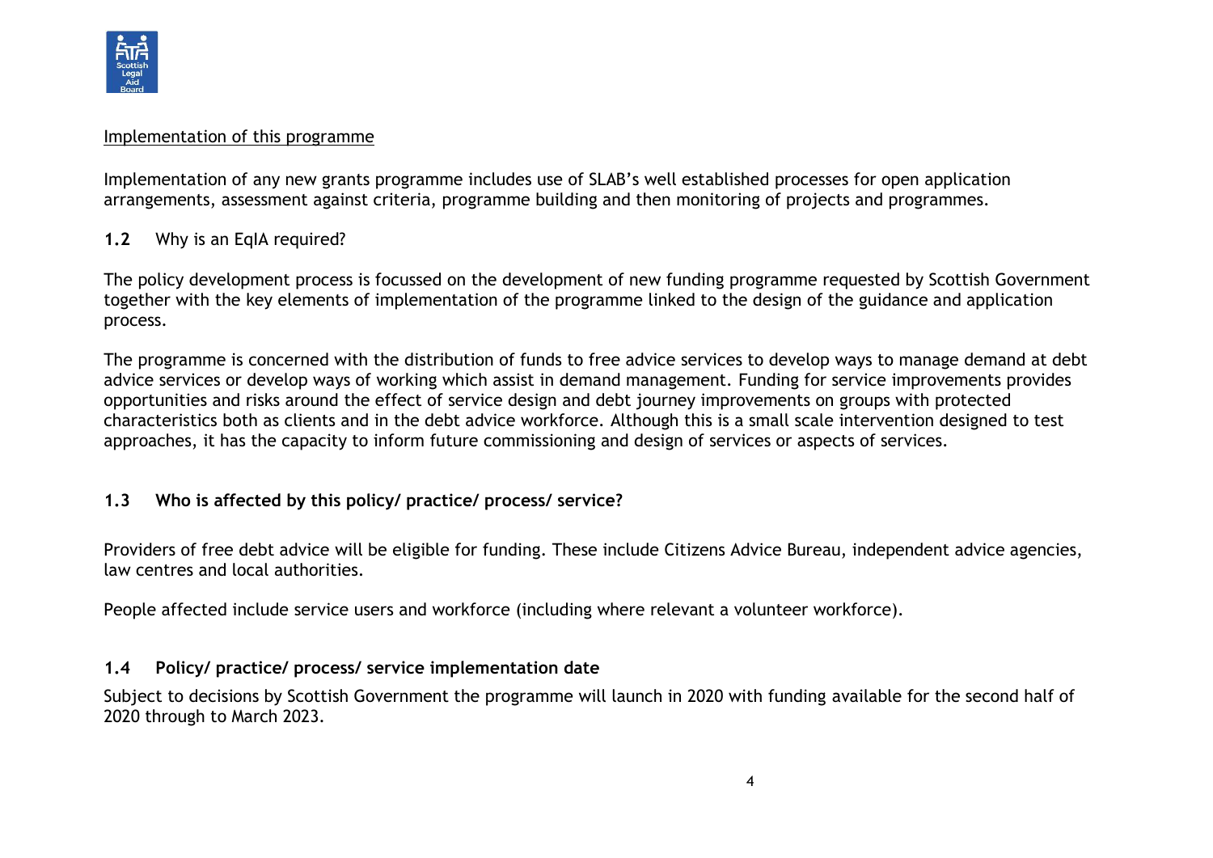<u>Implementation of this programme</u>

Implementation of any new grants programme includes use of SLAB's well established processes for open application arrangements, assessment against criteria, programme building and then monitoring of projects and programmes.

### 1.2 Why is an EqIA required?

The policy development process is focussed on the development of new funding programme requested by Scottish Government together with the key elements of implementation of the programme linked to the design of the guidance and application process.

The programme is concerned with the distribution of funds to free advice services to develop ways to manage demand at debt advice services or develop ways of working which assist in demand management. Funding for service improvements provides opportunities and risks around the effect of service design and debt journey improvements on groups with protected characteristics both as clients and in the debt advice workforce. Although this is a small scale intervention designed to test approaches, it has the capacity to inform future commissioning and design of services or aspects of services.

### 1.3 Who is affected by this policy/ practice/ process/ service?

Providers of free debt advice will be eligible for funding. These include Citizens Advice Bureau, independent advice agencies, law centres and local authorities.

People affected include service users and workforce (including where relevant a volunteer workforce).

### 1.4 Policy/ practice/ process/ service implementation date

Subject to decisions by Scottish Government the programme will launch in 2020 with funding available for the second half of 2020 through to March 2023.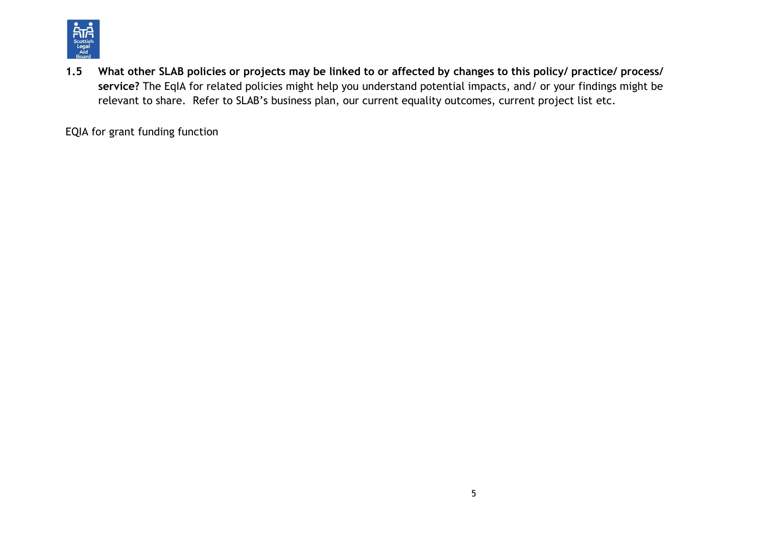**1.5 What other SLAB policies or projects may be linked to or affected by changes to this policy/ practice/ process/ service?** The EqIA for related policies might help you understand potential impacts, and/ or your findings might be relevant to share. Refer to SLAB's business plan, our current equality outcomes, current project list etc.

EQIA for grant funding function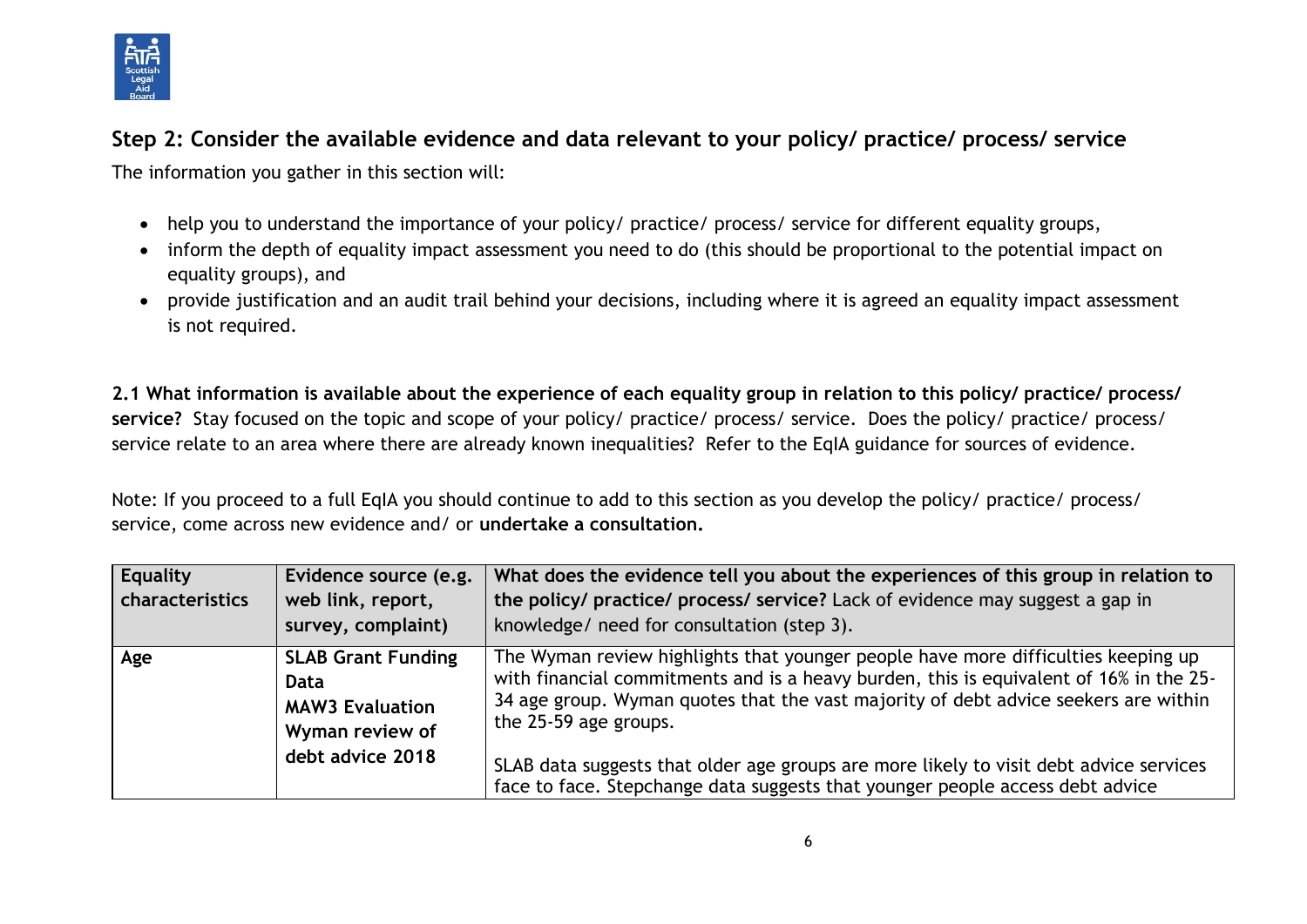## Step 2: Consider the available evidence and data relevant to your policy/ practice/ process/ service

The information you gather in this section will:

- help you to understand the importance of your policy/ practice/ process/ service for different equality groups,
- inform the depth of equality impact assessment you need to do (this should be proportional to the potential impact on equality groups), and
- provide justification and an audit trail behind your decisions, including where it is agreed an equality impact assessment is not required.

**2.1 What information is available about the experience of each equality group in relation to this policy/ practice/ process/ service?** Stay focused on the topic and scope of your policy/ practice/ process/ service. Does the policy/ practice/ process/ service relate to an area where there are already known inequalities? Refer to the EqIA guidance for sources of evidence.

Note: If you proceed to a full EqIA you should continue to add to this section as you develop the policy/ practice/ process/ service, come across new evidence and/ or **undertake a consultation.**

| **Equality characteristics** | **Evidence source (e.g. web link, report, survey, complaint)** | **What does the evidence tell you about the experiences of this group in relation to the policy/ practice/ process/ service?** Lack of evidence may suggest a gap in knowledge/ need for consultation (step 3). |
|---|---|---|
| **Age** | **SLAB Grant Funding Data**<br>**MAW3 Evaluation**<br>**Wyman review of debt advice 2018** | The Wyman review highlights that younger people have more difficulties keeping up with financial commitments and is a heavy burden, this is equivalent of 16% in the 25-34 age group. Wyman quotes that the vast majority of debt advice seekers are within the 25-59 age groups.<br><br>SLAB data suggests that older age groups are more likely to visit debt advice services face to face. Stepchange data suggests that younger people access debt advice |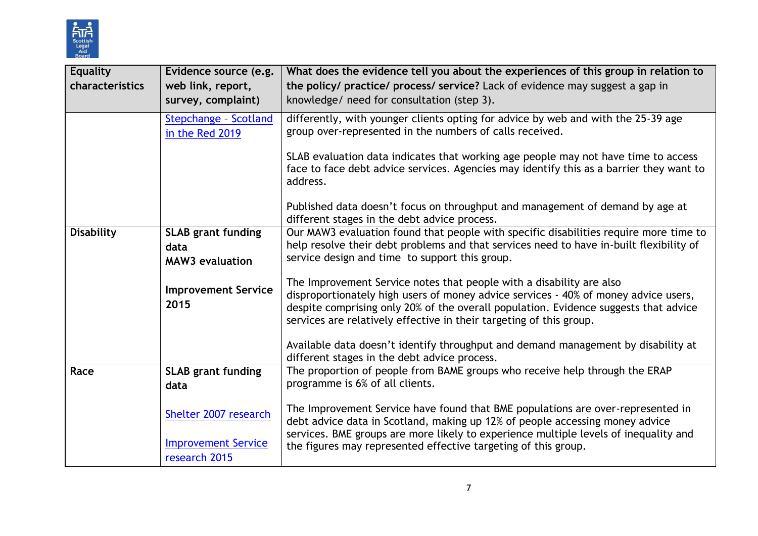| Equality characteristics | Evidence source (e.g. web link, report, survey, complaint) | What does the evidence tell you about the experiences of this group in relation to the policy/ practice/ process/ service? Lack of evidence may suggest a gap in knowledge/ need for consultation (step 3). |
|---|---|---|
| | [Stepchange - Scotland in the Red 2019]() | differently, with younger clients opting for advice by web and with the 25-39 age group over-represented in the numbers of calls received.<br><br>SLAB evaluation data indicates that working age people may not have time to access face to face debt advice services. Agencies may identify this as a barrier they want to address.<br><br>Published data doesn't focus on throughput and management of demand by age at different stages in the debt advice process. |
| **Disability** | **SLAB grant funding data**<br>**MAW3 evaluation**<br><br>**Improvement Service 2015** | Our MAW3 evaluation found that people with specific disabilities require more time to help resolve their debt problems and that services need to have in-built flexibility of service design and time to support this group.<br><br>The Improvement Service notes that people with a disability are also disproportionately high users of money advice services - 40% of money advice users, despite comprising only 20% of the overall population. Evidence suggests that advice services are relatively effective in their targeting of this group.<br><br>Available data doesn't identify throughput and demand management by disability at different stages in the debt advice process. |
| **Race** | **SLAB grant funding data**<br><br>[Shelter 2007 research]()<br><br>[Improvement Service research 2015]() | The proportion of people from BAME groups who receive help through the ERAP programme is 6% of all clients.<br><br>The Improvement Service have found that BME populations are over-represented in debt advice data in Scotland, making up 12% of people accessing money advice services. BME groups are more likely to experience multiple levels of inequality and the figures may represented effective targeting of this group. |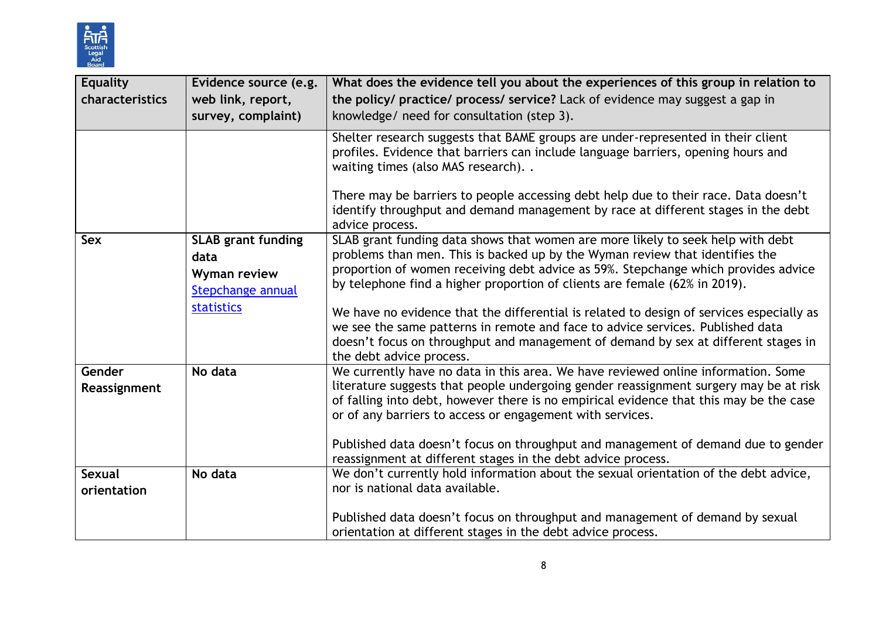| Equality characteristics | Evidence source (e.g. web link, report, survey, complaint) | What does the evidence tell you about the experiences of this group in relation to the policy/ practice/ process/ service? Lack of evidence may suggest a gap in knowledge/ need for consultation (step 3). |
|---|---|---|
| | | Shelter research suggests that BAME groups are under-represented in their client profiles. Evidence that barriers can include language barriers, opening hours and waiting times (also MAS research). .<br><br>There may be barriers to people accessing debt help due to their race. Data doesn't identify throughput and demand management by race at different stages in the debt advice process. |
| **Sex** | **SLAB grant funding data**<br>**Wyman review**<br>Stepchange annual statistics | SLAB grant funding data shows that women are more likely to seek help with debt problems than men. This is backed up by the Wyman review that identifies the proportion of women receiving debt advice as 59%. Stepchange which provides advice by telephone find a higher proportion of clients are female (62% in 2019).<br><br>We have no evidence that the differential is related to design of services especially as we see the same patterns in remote and face to advice services. Published data doesn't focus on throughput and management of demand by sex at different stages in the debt advice process. |
| **Gender Reassignment** | **No data** | We currently have no data in this area. We have reviewed online information. Some literature suggests that people undergoing gender reassignment surgery may be at risk of falling into debt, however there is no empirical evidence that this may be the case or of any barriers to access or engagement with services.<br><br>Published data doesn't focus on throughput and management of demand due to gender reassignment at different stages in the debt advice process. |
| **Sexual orientation** | **No data** | We don't currently hold information about the sexual orientation of the debt advice, nor is national data available.<br><br>Published data doesn't focus on throughput and management of demand by sexual orientation at different stages in the debt advice process. |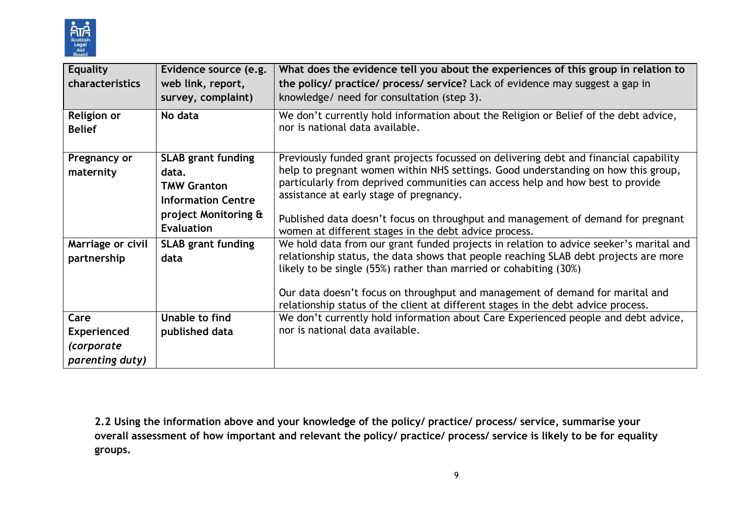| Equality characteristics | Evidence source (e.g. web link, report, survey, complaint) | What does the evidence tell you about the experiences of this group in relation to the policy/ practice/ process/ service? Lack of evidence may suggest a gap in knowledge/ need for consultation (step 3). |
|---|---|---|
| **Religion or Belief** | **No data** | We don't currently hold information about the Religion or Belief of the debt advice, nor is national data available. |
| **Pregnancy or maternity** | **SLAB grant funding data.** **TMW Granton Information Centre project Monitoring & Evaluation** | Previously funded grant projects focussed on delivering debt and financial capability help to pregnant women within NHS settings. Good understanding on how this group, particularly from deprived communities can access help and how best to provide assistance at early stage of pregnancy. Published data doesn't focus on throughput and management of demand for pregnant women at different stages in the debt advice process. |
| **Marriage or civil partnership** | **SLAB grant funding data** | We hold data from our grant funded projects in relation to advice seeker's marital and relationship status, the data shows that people reaching SLAB debt projects are more likely to be single (55%) rather than married or cohabiting (30%) Our data doesn't focus on throughput and management of demand for marital and relationship status of the client at different stages in the debt advice process. |
| **Care Experienced** ***(corporate parenting duty)*** | **Unable to find published data** | We don't currently hold information about Care Experienced people and debt advice, nor is national data available. |

**2.2 Using the information above and your knowledge of the policy/ practice/ process/ service, summarise your overall assessment of how important and relevant the policy/ practice/ process/ service is likely to be for equality groups.**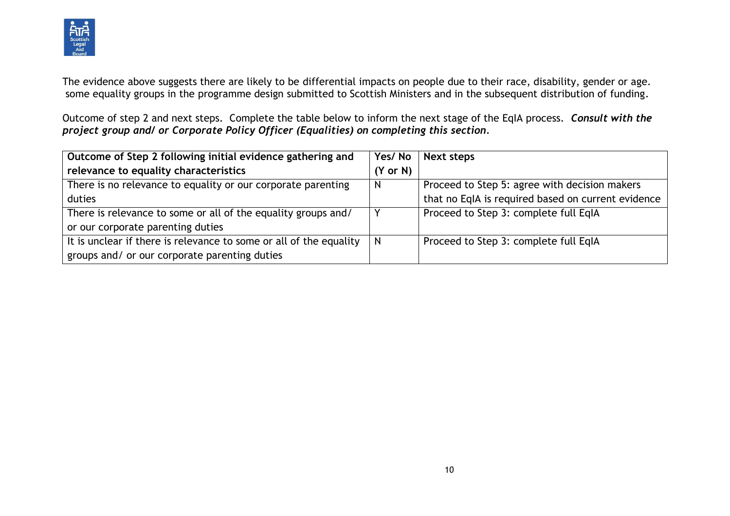The evidence above suggests there are likely to be differential impacts on people due to their race, disability, gender or age. some equality groups in the programme design submitted to Scottish Ministers and in the subsequent distribution of funding.

Outcome of step 2 and next steps. Complete the table below to inform the next stage of the EqIA process. ***Consult with the project group and/ or Corporate Policy Officer (Equalities) on completing this section.***

| **Outcome of Step 2 following initial evidence gathering and relevance to equality characteristics** | **Yes/ No (Y or N)** | **Next steps** |
|---|---|---|
| There is no relevance to equality or our corporate parenting duties | N | Proceed to Step 5: agree with decision makers that no EqIA is required based on current evidence |
| There is relevance to some or all of the equality groups and/ or our corporate parenting duties | Y | Proceed to Step 3: complete full EqIA |
| It is unclear if there is relevance to some or all of the equality groups and/ or our corporate parenting duties | N | Proceed to Step 3: complete full EqIA |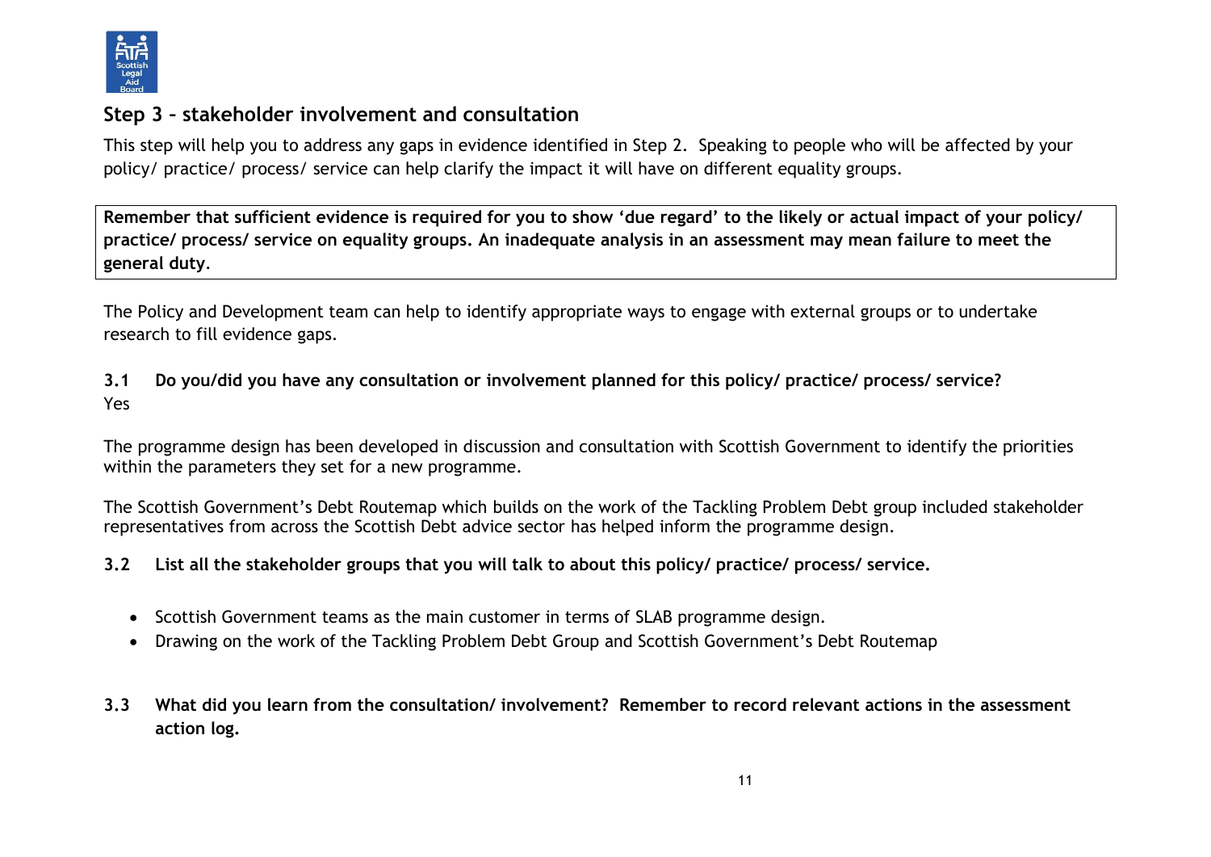## Step 3 – stakeholder involvement and consultation

This step will help you to address any gaps in evidence identified in Step 2. Speaking to people who will be affected by your policy/ practice/ process/ service can help clarify the impact it will have on different equality groups.

> **Remember that sufficient evidence is required for you to show 'due regard' to the likely or actual impact of your policy/ practice/ process/ service on equality groups. An inadequate analysis in an assessment may mean failure to meet the general duty**.

The Policy and Development team can help to identify appropriate ways to engage with external groups or to undertake research to fill evidence gaps.

**3.1 Do you/did you have any consultation or involvement planned for this policy/ practice/ process/ service?**

Yes

The programme design has been developed in discussion and consultation with Scottish Government to identify the priorities within the parameters they set for a new programme.

The Scottish Government's Debt Routemap which builds on the work of the Tackling Problem Debt group included stakeholder representatives from across the Scottish Debt advice sector has helped inform the programme design.

**3.2 List all the stakeholder groups that you will talk to about this policy/ practice/ process/ service.**

- Scottish Government teams as the main customer in terms of SLAB programme design.
- Drawing on the work of the Tackling Problem Debt Group and Scottish Government's Debt Routemap

**3.3 What did you learn from the consultation/ involvement? Remember to record relevant actions in the assessment action log.**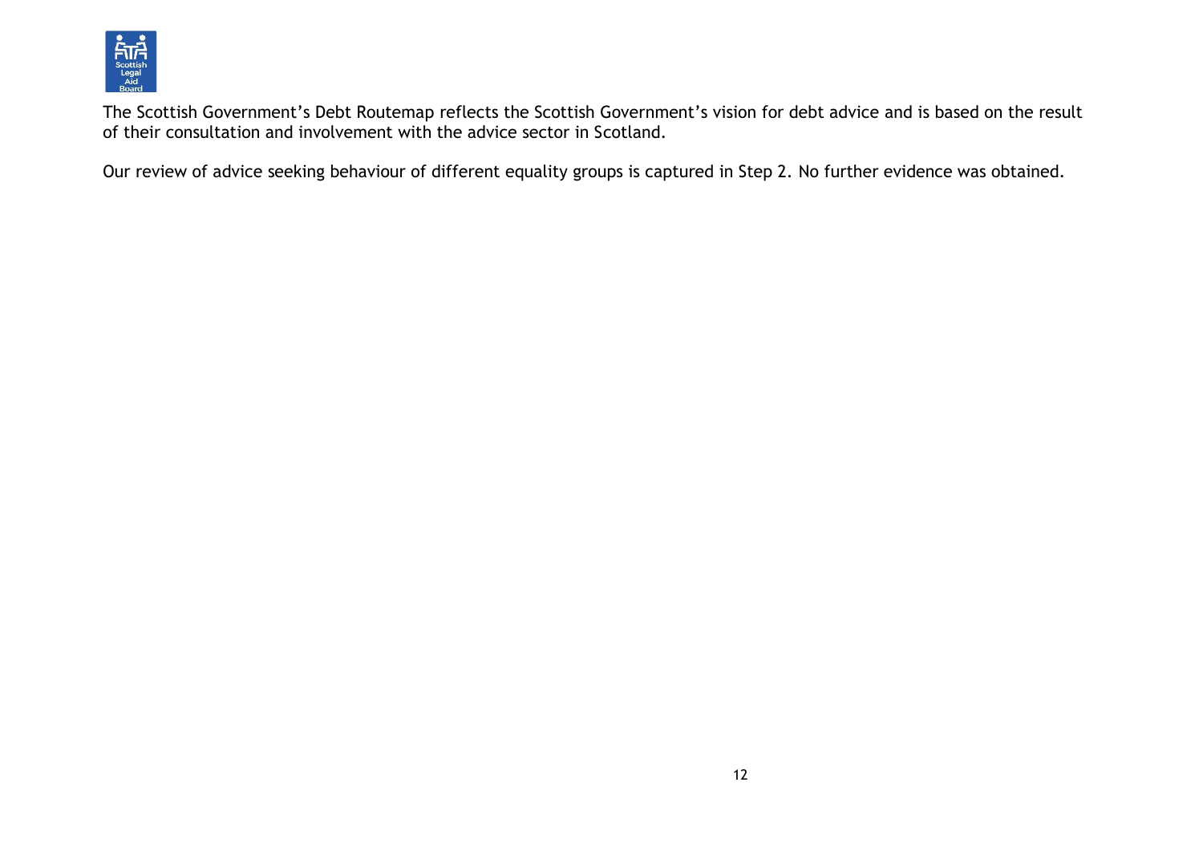The Scottish Government’s Debt Routemap reflects the Scottish Government’s vision for debt advice and is based on the result of their consultation and involvement with the advice sector in Scotland.

Our review of advice seeking behaviour of different equality groups is captured in Step 2. No further evidence was obtained.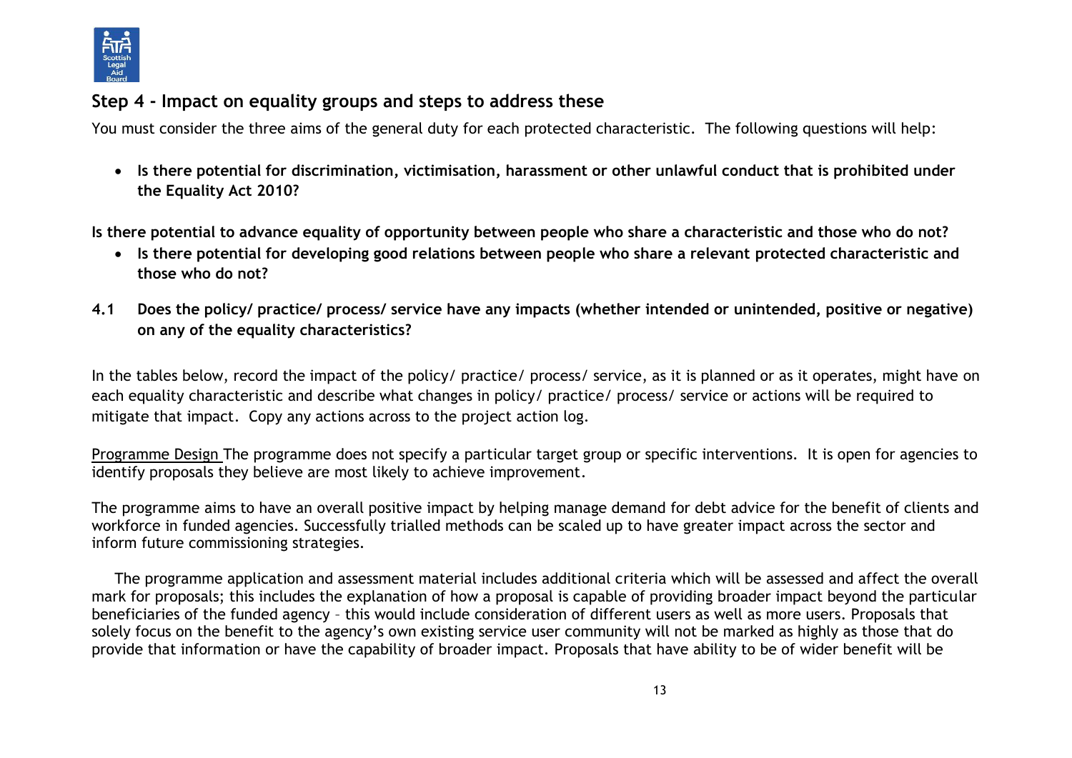## Step 4 - Impact on equality groups and steps to address these

You must consider the three aims of the general duty for each protected characteristic. The following questions will help:

- **Is there potential for discrimination, victimisation, harassment or other unlawful conduct that is prohibited under the Equality Act 2010?**

**Is there potential to advance equality of opportunity between people who share a characteristic and those who do not?**

- **Is there potential for developing good relations between people who share a relevant protected characteristic and those who do not?**

**4.1 Does the policy/ practice/ process/ service have any impacts (whether intended or unintended, positive or negative) on any of the equality characteristics?**

In the tables below, record the impact of the policy/ practice/ process/ service, as it is planned or as it operates, might have on each equality characteristic and describe what changes in policy/ practice/ process/ service or actions will be required to mitigate that impact. Copy any actions across to the project action log.

<u>Programme Design</u> The programme does not specify a particular target group or specific interventions. It is open for agencies to identify proposals they believe are most likely to achieve improvement.

The programme aims to have an overall positive impact by helping manage demand for debt advice for the benefit of clients and workforce in funded agencies. Successfully trialled methods can be scaled up to have greater impact across the sector and inform future commissioning strategies.

The programme application and assessment material includes additional criteria which will be assessed and affect the overall mark for proposals; this includes the explanation of how a proposal is capable of providing broader impact beyond the particular beneficiaries of the funded agency – this would include consideration of different users as well as more users. Proposals that solely focus on the benefit to the agency's own existing service user community will not be marked as highly as those that do provide that information or have the capability of broader impact. Proposals that have ability to be of wider benefit will be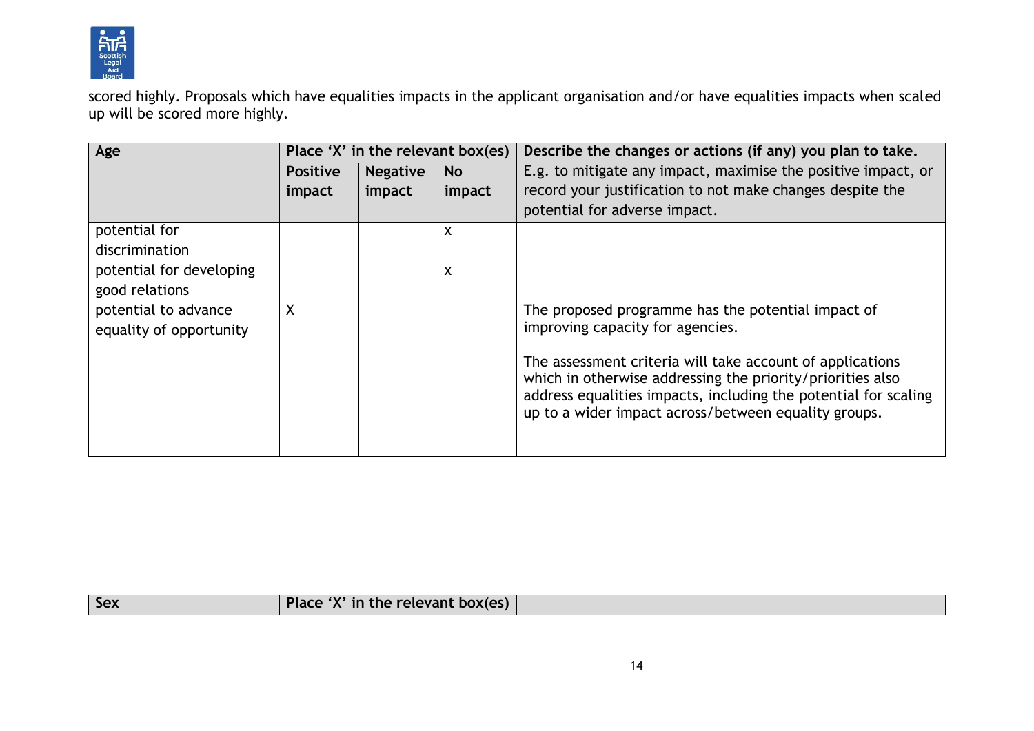scored highly. Proposals which have equalities impacts in the applicant organisation and/or have equalities impacts when scaled up will be scored more highly.

| Age | Place 'X' in the relevant box(es) | | | Describe the changes or actions (if any) you plan to take. |
|---|---|---|---|---|
| | Positive impact | Negative impact | No impact | E.g. to mitigate any impact, maximise the positive impact, or record your justification to not make changes despite the potential for adverse impact. |
| potential for discrimination | | | x | |
| potential for developing good relations | | | x | |
| potential to advance equality of opportunity | X | | | The proposed programme has the potential impact of improving capacity for agencies.<br><br>The assessment criteria will take account of applications which in otherwise addressing the priority/priorities also address equalities impacts, including the potential for scaling up to a wider impact across/between equality groups. |

| Sex | Place 'X' in the relevant box(es) | |
|---|---|---|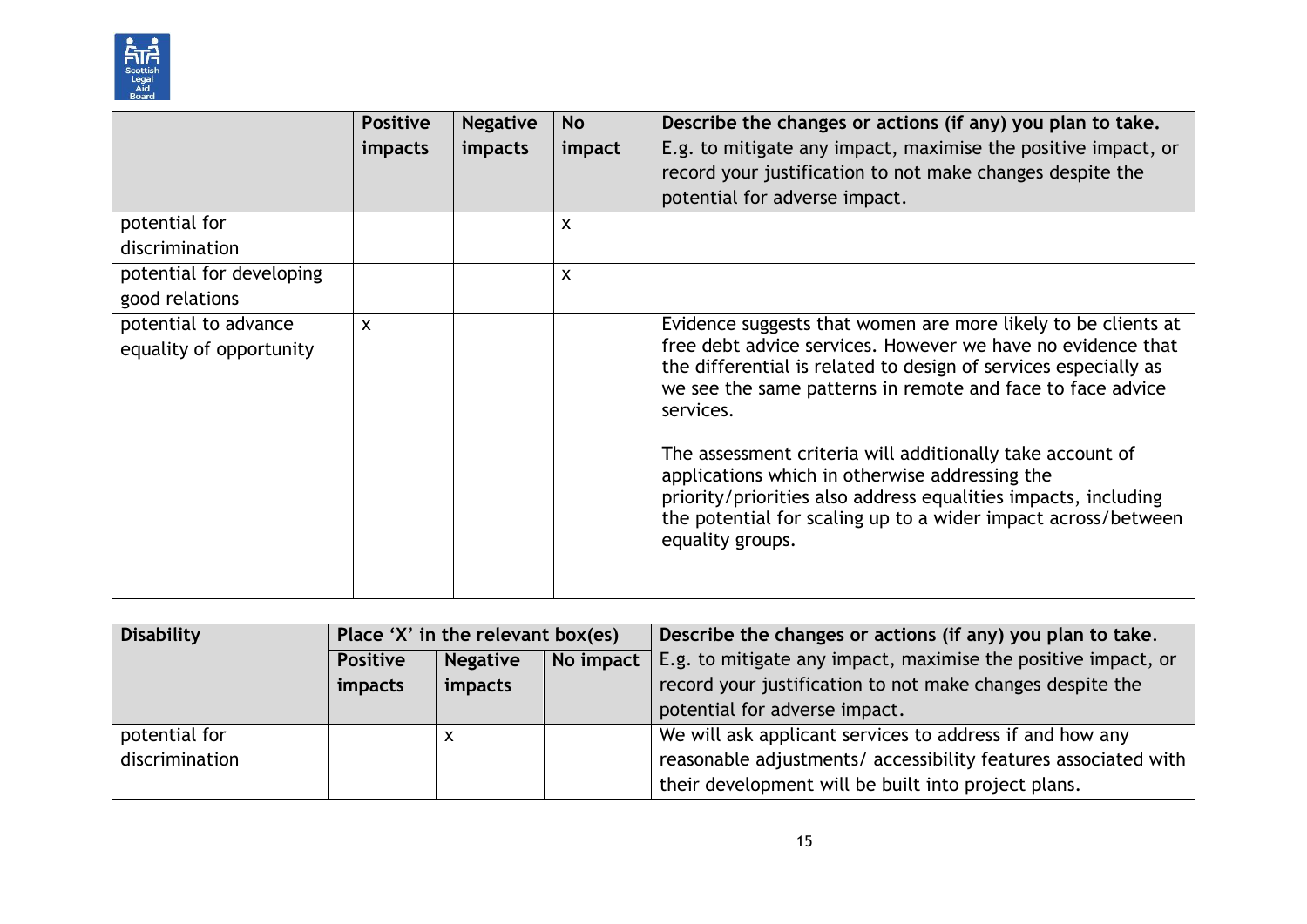| | Positive impacts | Negative impacts | No impact | Describe the changes or actions (if any) you plan to take. E.g. to mitigate any impact, maximise the positive impact, or record your justification to not make changes despite the potential for adverse impact. |
|---|---|---|---|---|
| potential for discrimination | | | x | |
| potential for developing good relations | | | x | |
| potential to advance equality of opportunity | x | | | Evidence suggests that women are more likely to be clients at free debt advice services. However we have no evidence that the differential is related to design of services especially as we see the same patterns in remote and face to face advice services.<br><br>The assessment criteria will additionally take account of applications which in otherwise addressing the priority/priorities also address equalities impacts, including the potential for scaling up to a wider impact across/between equality groups. |

| Disability | Place 'X' in the relevant box(es) | | | Describe the changes or actions (if any) you plan to take. E.g. to mitigate any impact, maximise the positive impact, or record your justification to not make changes despite the potential for adverse impact. |
|---|---|---|---|---|
| | Positive impacts | Negative impacts | No impact | |
| potential for discrimination | | x | | We will ask applicant services to address if and how any reasonable adjustments/ accessibility features associated with their development will be built into project plans. |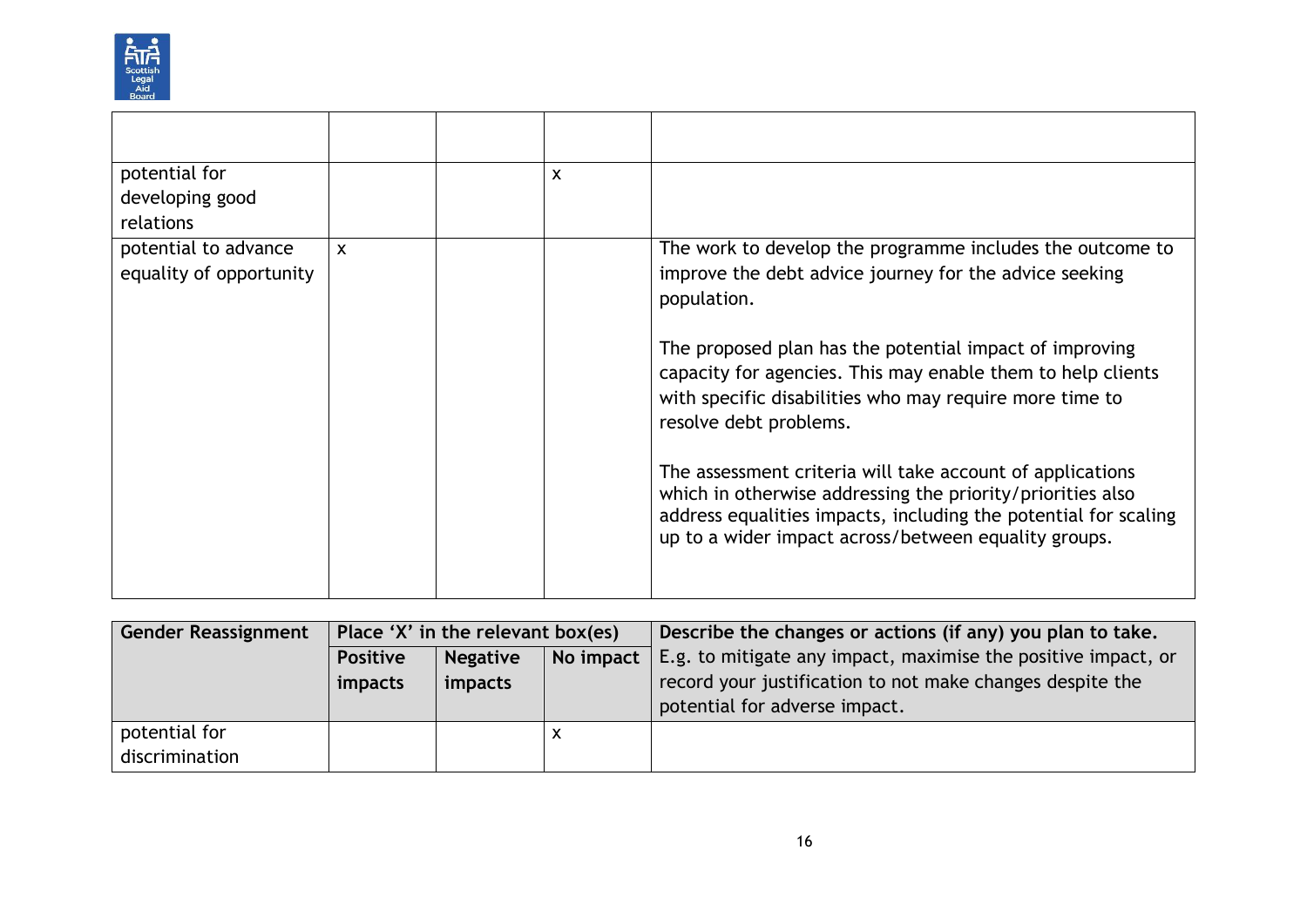| | | | | |
|---|---|---|---|---|
| potential for developing good relations | | | x | |
| potential to advance equality of opportunity | x | | | The work to develop the programme includes the outcome to improve the debt advice journey for the advice seeking population.<br><br>The proposed plan has the potential impact of improving capacity for agencies. This may enable them to help clients with specific disabilities who may require more time to resolve debt problems.<br><br>The assessment criteria will take account of applications which in otherwise addressing the priority/priorities also address equalities impacts, including the potential for scaling up to a wider impact across/between equality groups. |

| Gender Reassignment | Place 'X' in the relevant box(es) | | | Describe the changes or actions (if any) you plan to take. |
|---|---|---|---|---|
| | Positive impacts | Negative impacts | No impact | E.g. to mitigate any impact, maximise the positive impact, or record your justification to not make changes despite the potential for adverse impact. |
| potential for discrimination | | | x | |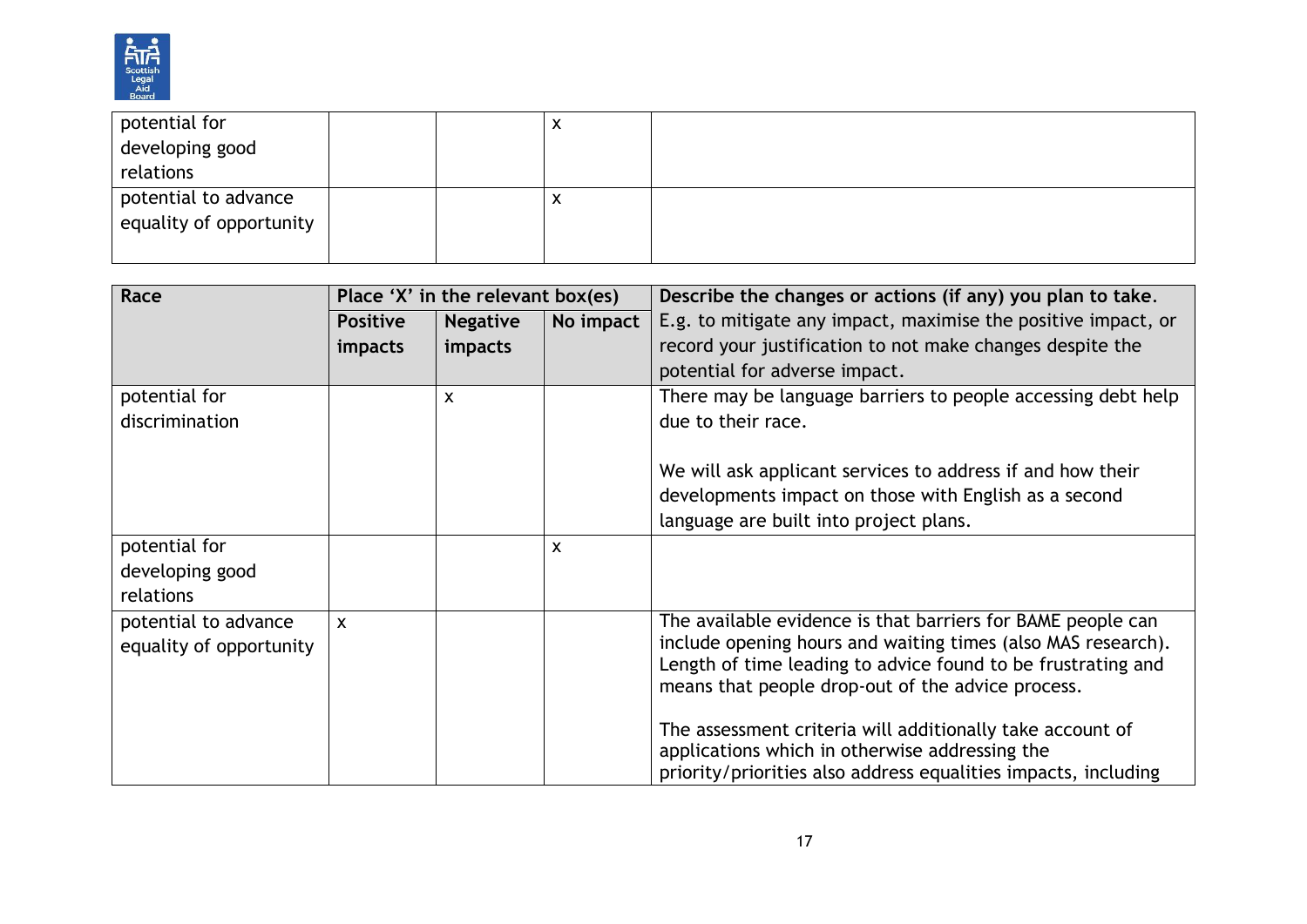| | | | | |
|---|---|---|---|---|
| potential for developing good relations | | | x | |
| potential to advance equality of opportunity | | | x | |

| Race | Place 'X' in the relevant box(es) | | | Describe the changes or actions (if any) you plan to take. E.g. to mitigate any impact, maximise the positive impact, or record your justification to not make changes despite the potential for adverse impact. |
|---|---|---|---|---|
| | Positive impacts | Negative impacts | No impact | |
| potential for discrimination | | x | | There may be language barriers to people accessing debt help due to their race.<br><br>We will ask applicant services to address if and how their developments impact on those with English as a second language are built into project plans. |
| potential for developing good relations | | | x | |
| potential to advance equality of opportunity | x | | | The available evidence is that barriers for BAME people can include opening hours and waiting times (also MAS research). Length of time leading to advice found to be frustrating and means that people drop-out of the advice process.<br><br>The assessment criteria will additionally take account of applications which in otherwise addressing the priority/priorities also address equalities impacts, including |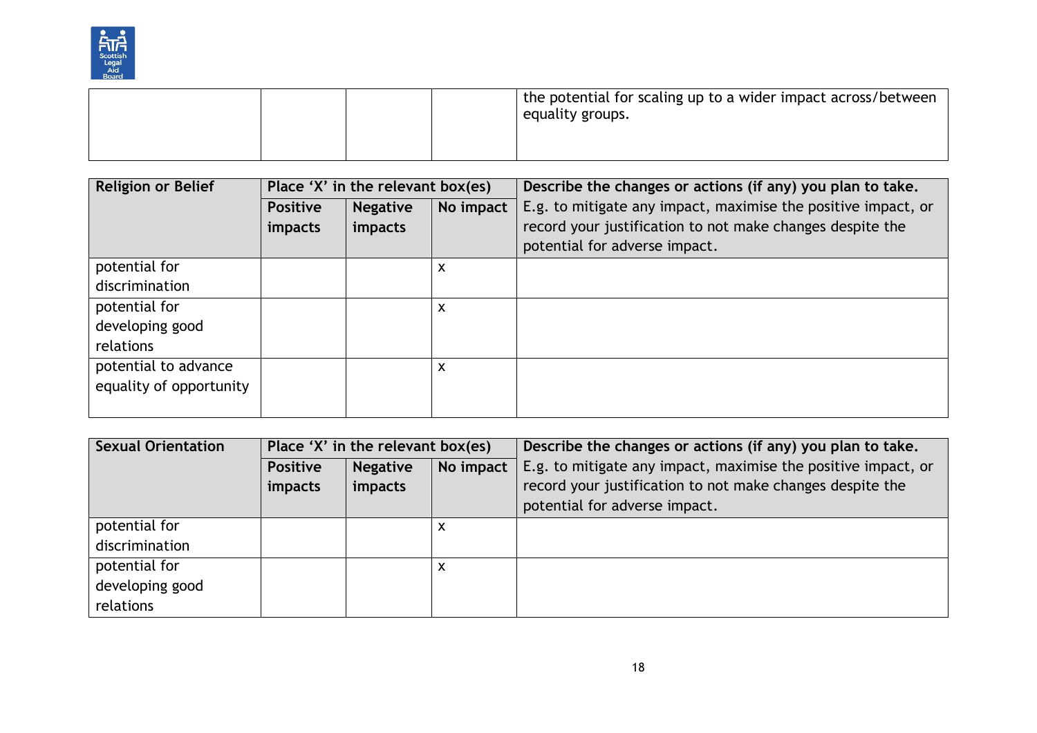| | | | | the potential for scaling up to a wider impact across/between equality groups. |
|---|---|---|---|---|

| **Religion or Belief** | **Place 'X' in the relevant box(es)** | | | **Describe the changes or actions (if any) you plan to take.** |
|---|---|---|---|---|
| | **Positive impacts** | **Negative impacts** | **No impact** | E.g. to mitigate any impact, maximise the positive impact, or record your justification to not make changes despite the potential for adverse impact. |
| potential for discrimination | | | x | |
| potential for developing good relations | | | x | |
| potential to advance equality of opportunity | | | x | |

| **Sexual Orientation** | **Place 'X' in the relevant box(es)** | | | **Describe the changes or actions (if any) you plan to take.** |
|---|---|---|---|---|
| | **Positive impacts** | **Negative impacts** | **No impact** | E.g. to mitigate any impact, maximise the positive impact, or record your justification to not make changes despite the potential for adverse impact. |
| potential for discrimination | | | x | |
| potential for developing good relations | | | x | |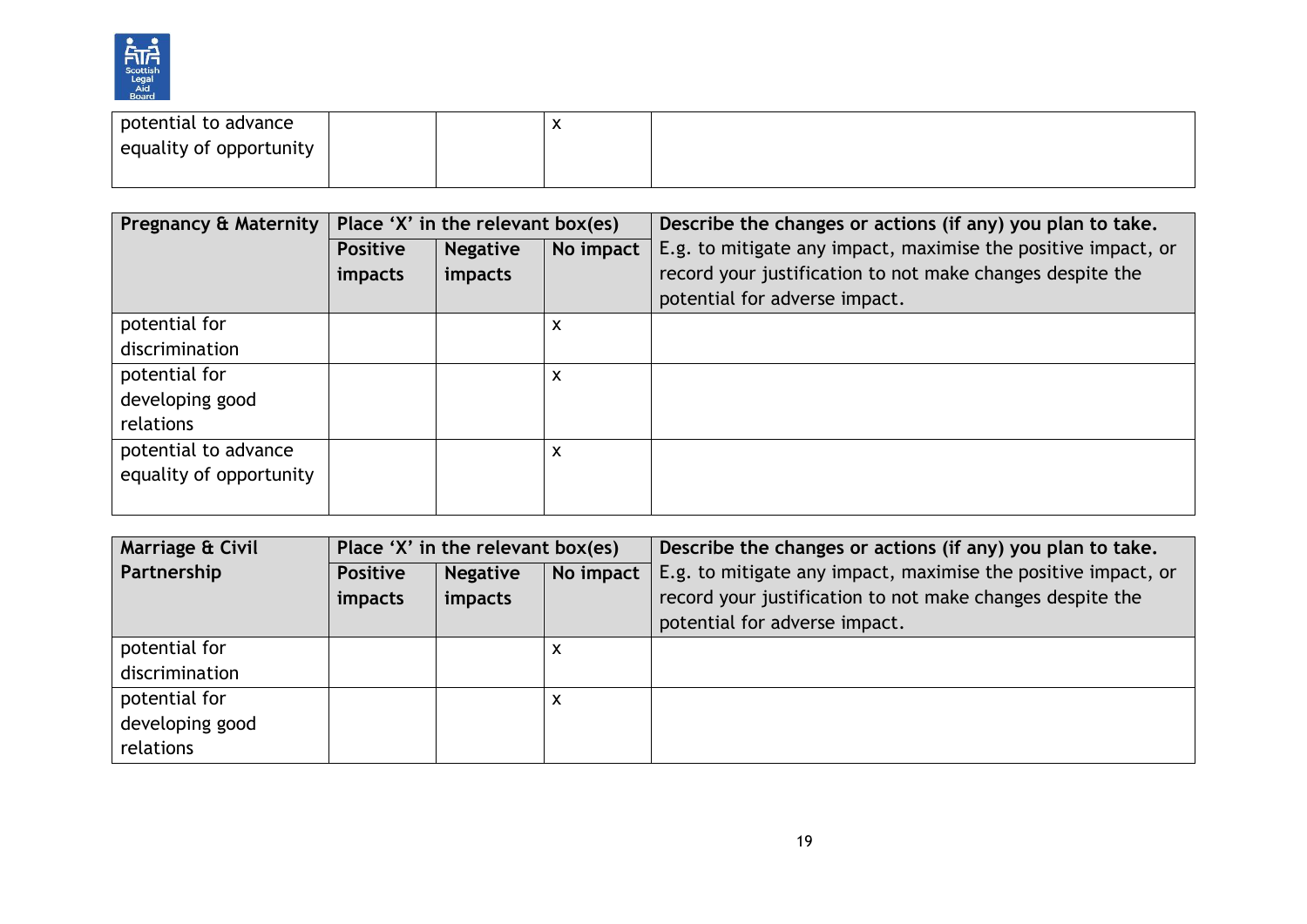| potential to advance equality of opportunity | | | x | |
|---|---|---|---|---|

| **Pregnancy & Maternity** | **Place 'X' in the relevant box(es)** | | | **Describe the changes or actions (if any) you plan to take.** |
|---|---|---|---|---|
| | **Positive impacts** | **Negative impacts** | **No impact** | E.g. to mitigate any impact, maximise the positive impact, or record your justification to not make changes despite the potential for adverse impact. |
| potential for discrimination | | | x | |
| potential for developing good relations | | | x | |
| potential to advance equality of opportunity | | | x | |

| **Marriage & Civil Partnership** | **Place 'X' in the relevant box(es)** | | | **Describe the changes or actions (if any) you plan to take.** |
|---|---|---|---|---|
| | **Positive impacts** | **Negative impacts** | **No impact** | E.g. to mitigate any impact, maximise the positive impact, or record your justification to not make changes despite the potential for adverse impact. |
| potential for discrimination | | | x | |
| potential for developing good relations | | | x | |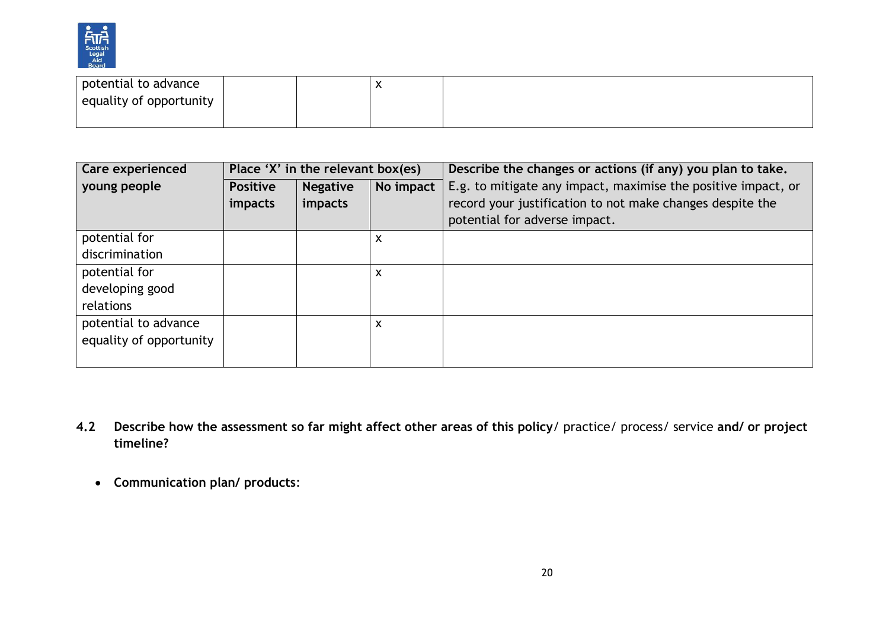| potential to advance equality of opportunity | | | x | |
|---|---|---|---|---|

| Care experienced young people | Place 'X' in the relevant box(es) | | | Describe the changes or actions (if any) you plan to take. E.g. to mitigate any impact, maximise the positive impact, or record your justification to not make changes despite the potential for adverse impact. |
|---|---|---|---|---|
| | Positive impacts | Negative impacts | No impact | |
| potential for discrimination | | | x | |
| potential for developing good relations | | | x | |
| potential to advance equality of opportunity | | | x | |

**4.2 Describe how the assessment so far might affect other areas of this policy**/ practice/ process/ service **and/ or project timeline?**

- **Communication plan/ products**: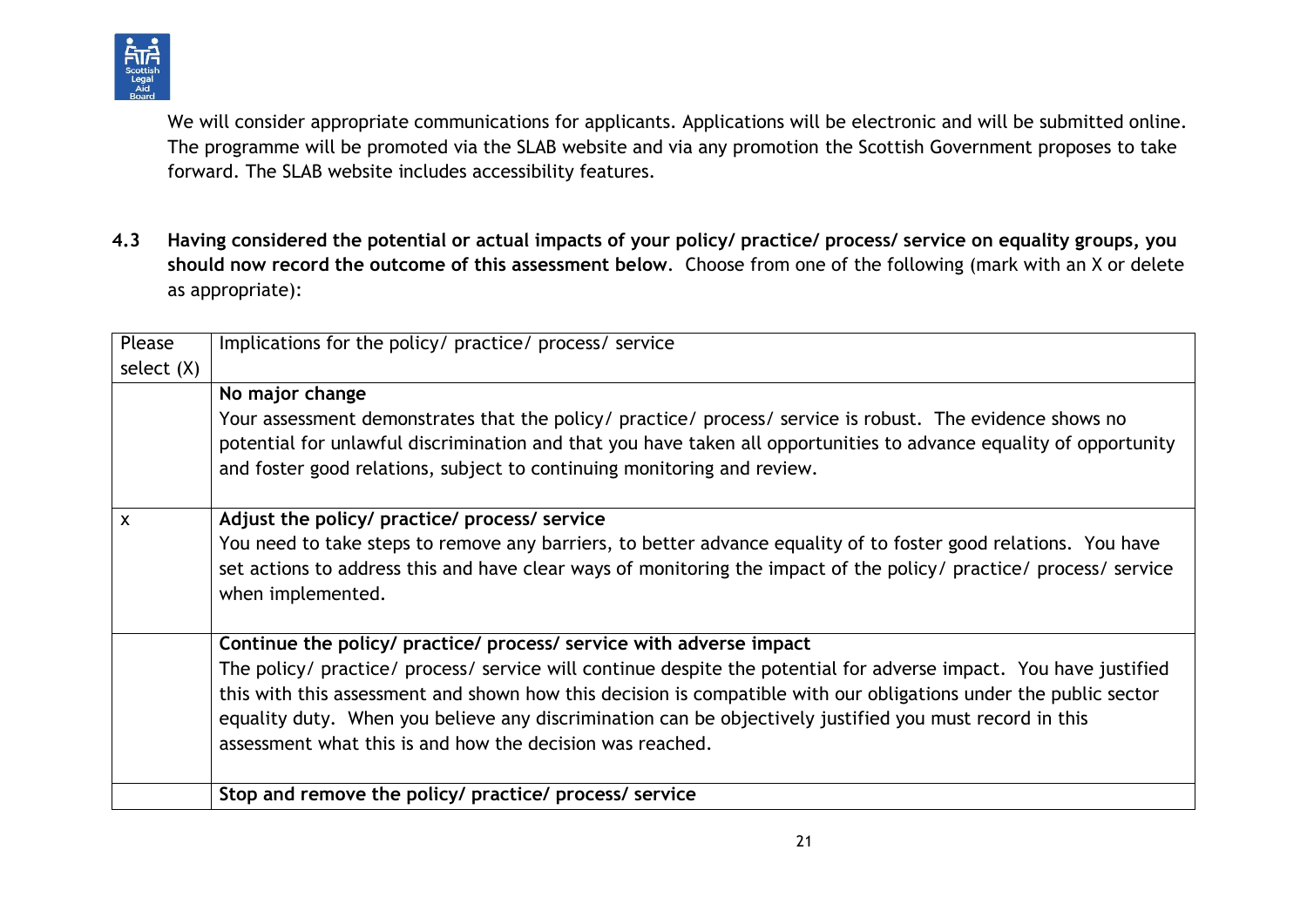We will consider appropriate communications for applicants. Applications will be electronic and will be submitted online. The programme will be promoted via the SLAB website and via any promotion the Scottish Government proposes to take forward. The SLAB website includes accessibility features.

**4.3 Having considered the potential or actual impacts of your policy/ practice/ process/ service on equality groups, you should now record the outcome of this assessment below**. Choose from one of the following (mark with an X or delete as appropriate):

| Please select (X) | Implications for the policy/ practice/ process/ service |
|---|---|
| | **No major change**<br>Your assessment demonstrates that the policy/ practice/ process/ service is robust. The evidence shows no potential for unlawful discrimination and that you have taken all opportunities to advance equality of opportunity and foster good relations, subject to continuing monitoring and review. |
| x | **Adjust the policy/ practice/ process/ service**<br>You need to take steps to remove any barriers, to better advance equality of to foster good relations. You have set actions to address this and have clear ways of monitoring the impact of the policy/ practice/ process/ service when implemented. |
| | **Continue the policy/ practice/ process/ service with adverse impact**<br>The policy/ practice/ process/ service will continue despite the potential for adverse impact. You have justified this with this assessment and shown how this decision is compatible with our obligations under the public sector equality duty. When you believe any discrimination can be objectively justified you must record in this assessment what this is and how the decision was reached. |
| | **Stop and remove the policy/ practice/ process/ service** |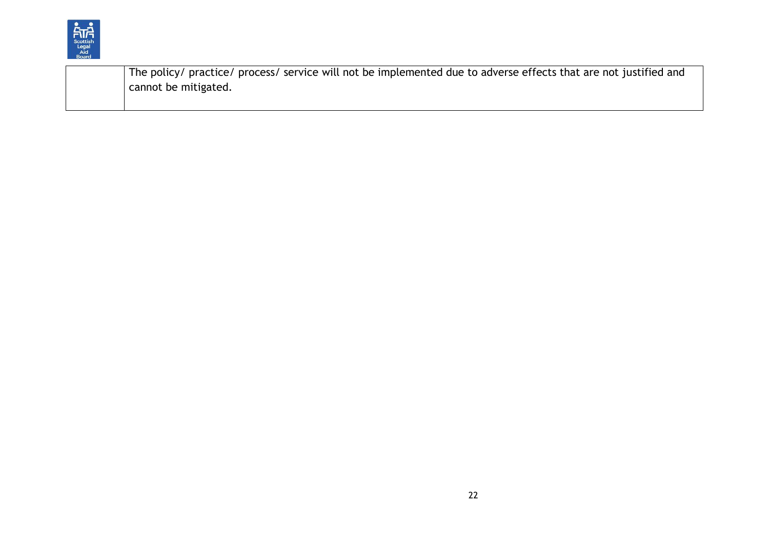| | |
|---|---|
| | The policy/ practice/ process/ service will not be implemented due to adverse effects that are not justified and cannot be mitigated. |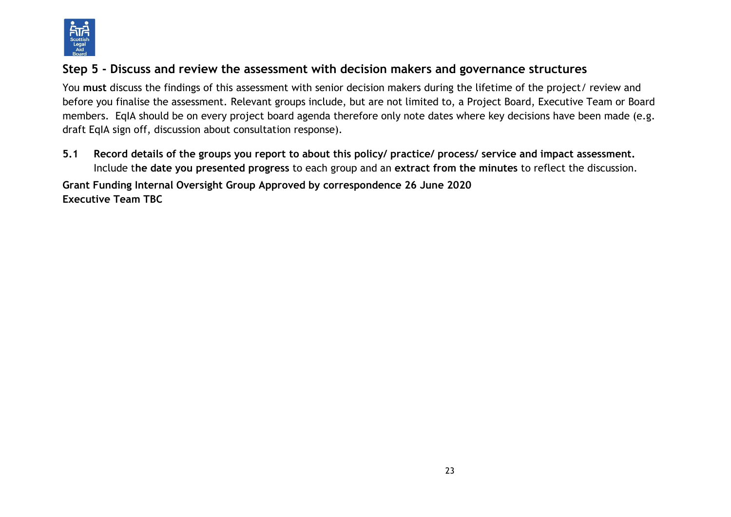## Step 5 - Discuss and review the assessment with decision makers and governance structures

You **must** discuss the findings of this assessment with senior decision makers during the lifetime of the project/ review and before you finalise the assessment. Relevant groups include, but are not limited to, a Project Board, Executive Team or Board members. EqIA should be on every project board agenda therefore only note dates where key decisions have been made (e.g. draft EqIA sign off, discussion about consultation response).

**5.1 Record details of the groups you report to about this policy/ practice/ process/ service and impact assessment.** Include t**he date you presented progress** to each group and an **extract from the minutes** to reflect the discussion.

**Grant Funding Internal Oversight Group Approved by correspondence 26 June 2020**
**Executive Team TBC**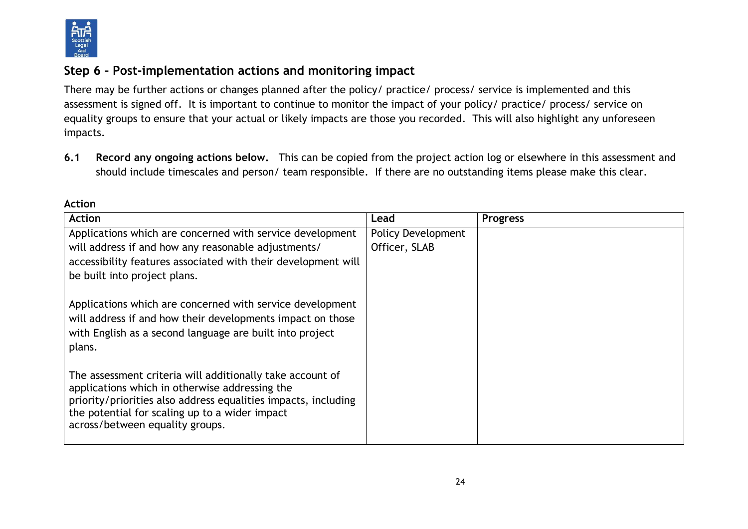## Step 6 – Post-implementation actions and monitoring impact

There may be further actions or changes planned after the policy/ practice/ process/ service is implemented and this assessment is signed off. It is important to continue to monitor the impact of your policy/ practice/ process/ service on equality groups to ensure that your actual or likely impacts are those you recorded. This will also highlight any unforeseen impacts.

**6.1 Record any ongoing actions below.** This can be copied from the project action log or elsewhere in this assessment and should include timescales and person/ team responsible. If there are no outstanding items please make this clear.

**Action**

| Action | Lead | Progress |
|---|---|---|
| Applications which are concerned with service development will address if and how any reasonable adjustments/ accessibility features associated with their development will be built into project plans.<br><br>Applications which are concerned with service development will address if and how their developments impact on those with English as a second language are built into project plans.<br><br>The assessment criteria will additionally take account of applications which in otherwise addressing the priority/priorities also address equalities impacts, including the potential for scaling up to a wider impact across/between equality groups. | Policy Development Officer, SLAB | |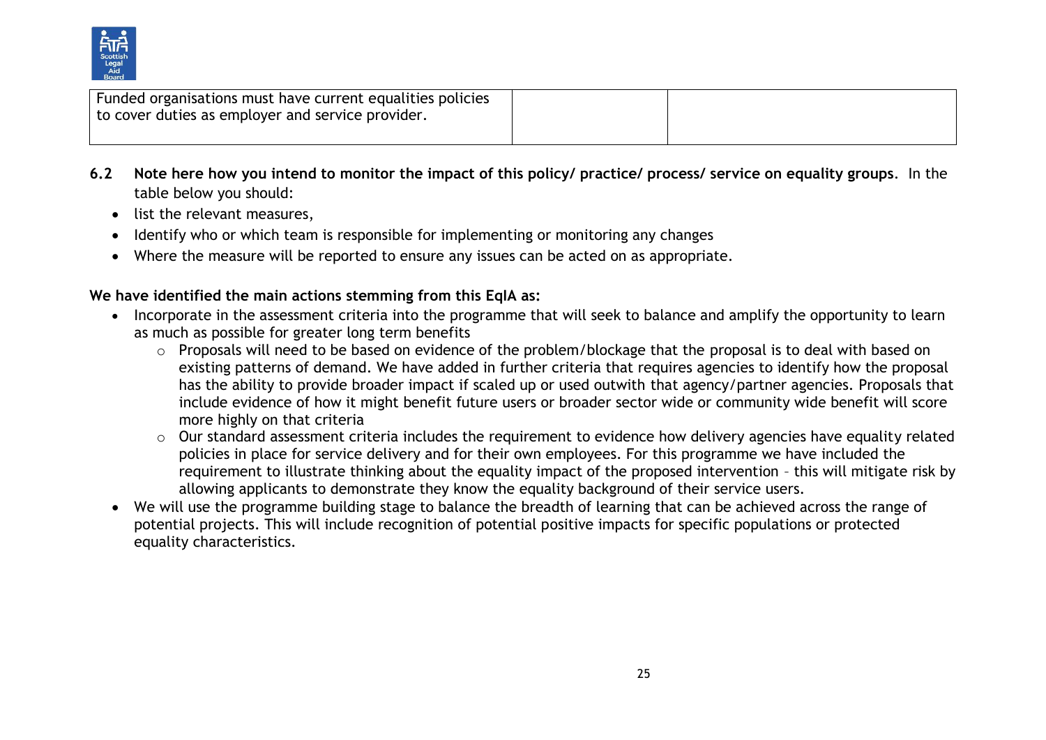| Funded organisations must have current equalities policies to cover duties as employer and service provider. | | |
|---|---|---|

**6.2 Note here how you intend to monitor the impact of this policy/ practice/ process/ service on equality groups**. In the table below you should:

- list the relevant measures,
- Identify who or which team is responsible for implementing or monitoring any changes
- Where the measure will be reported to ensure any issues can be acted on as appropriate.

**We have identified the main actions stemming from this EqIA as:**

- Incorporate in the assessment criteria into the programme that will seek to balance and amplify the opportunity to learn as much as possible for greater long term benefits
  - Proposals will need to be based on evidence of the problem/blockage that the proposal is to deal with based on existing patterns of demand. We have added in further criteria that requires agencies to identify how the proposal has the ability to provide broader impact if scaled up or used outwith that agency/partner agencies. Proposals that include evidence of how it might benefit future users or broader sector wide or community wide benefit will score more highly on that criteria
  - Our standard assessment criteria includes the requirement to evidence how delivery agencies have equality related policies in place for service delivery and for their own employees. For this programme we have included the requirement to illustrate thinking about the equality impact of the proposed intervention – this will mitigate risk by allowing applicants to demonstrate they know the equality background of their service users.
- We will use the programme building stage to balance the breadth of learning that can be achieved across the range of potential projects. This will include recognition of potential positive impacts for specific populations or protected equality characteristics.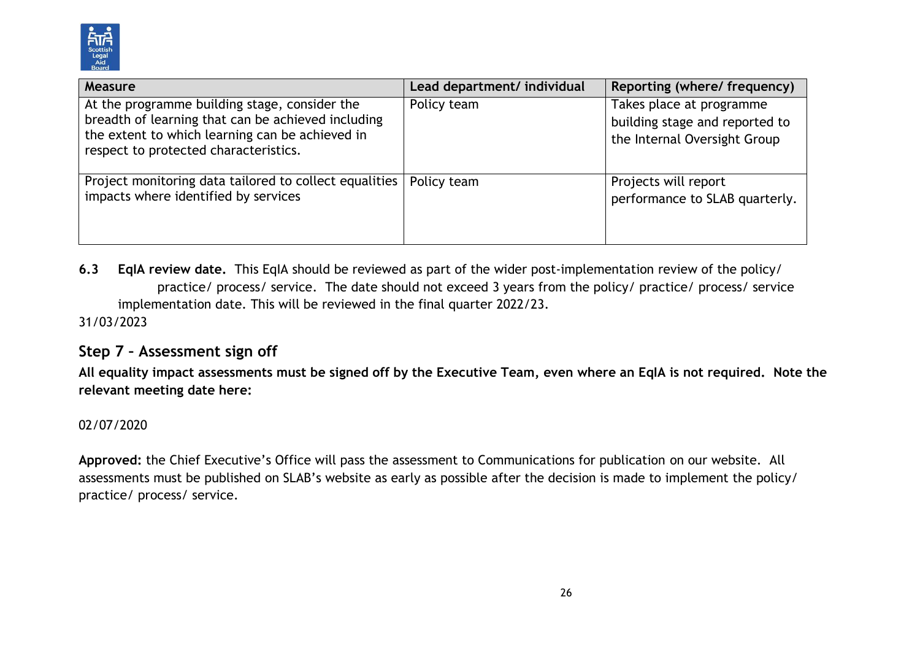| Measure | Lead department/ individual | Reporting (where/ frequency) |
|---|---|---|
| At the programme building stage, consider the breadth of learning that can be achieved including the extent to which learning can be achieved in respect to protected characteristics. | Policy team | Takes place at programme building stage and reported to the Internal Oversight Group |
| Project monitoring data tailored to collect equalities impacts where identified by services | Policy team | Projects will report performance to SLAB quarterly. |

**6.3 EqIA review date.** This EqIA should be reviewed as part of the wider post-implementation review of the policy/ practice/ process/ service. The date should not exceed 3 years from the policy/ practice/ process/ service implementation date. This will be reviewed in the final quarter 2022/23.

31/03/2023

## Step 7 – Assessment sign off

**All equality impact assessments must be signed off by the Executive Team, even where an EqIA is not required. Note the relevant meeting date here:**

02/07/2020

**Approved:** the Chief Executive's Office will pass the assessment to Communications for publication on our website. All assessments must be published on SLAB's website as early as possible after the decision is made to implement the policy/ practice/ process/ service.